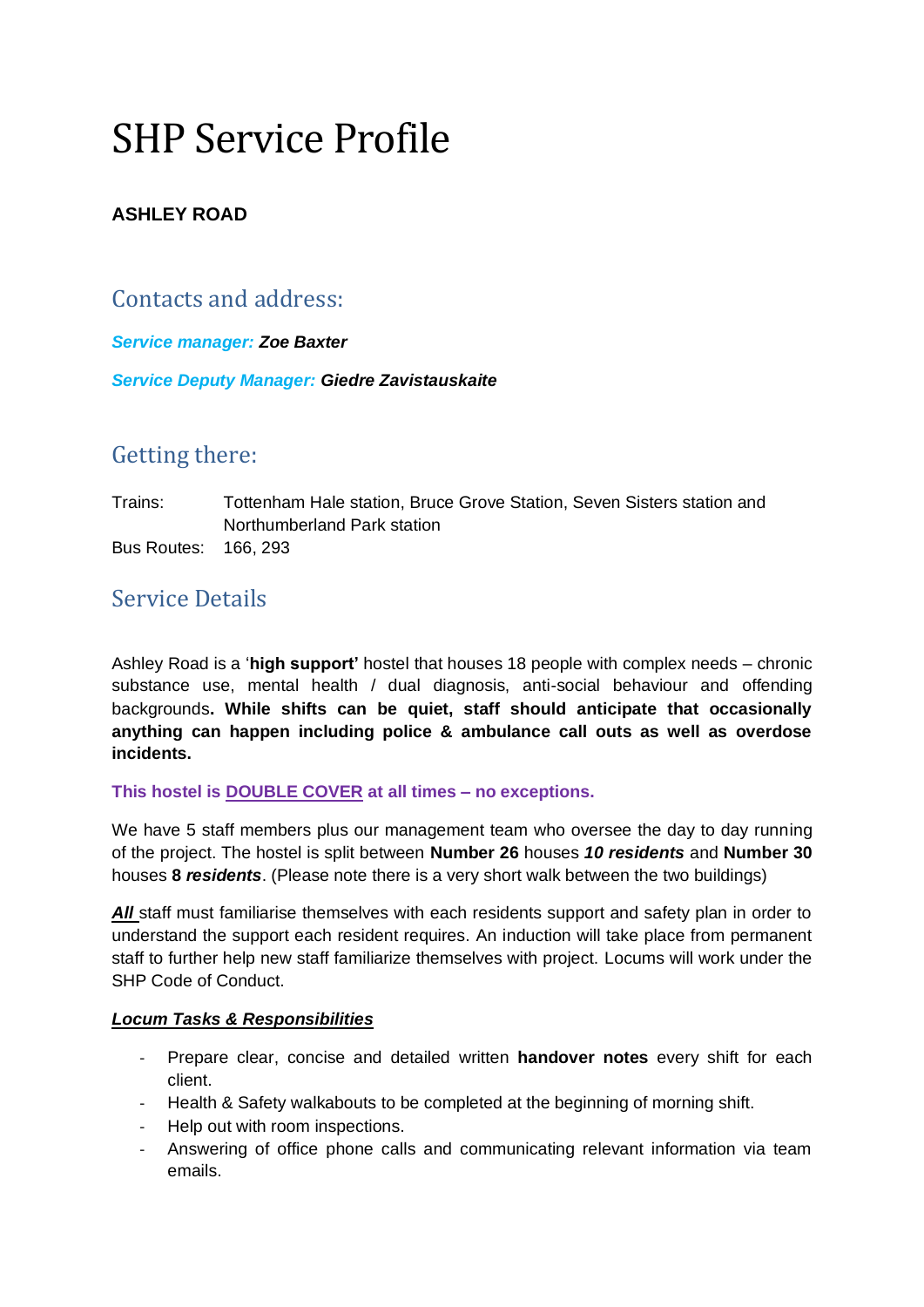# SHP Service Profile

**ASHLEY ROAD**

## Contacts and address:

***Service manager:* Zoe Baxter**

***Service Deputy Manager:* Giedre Zavistauskaite**

## Getting there:

Trains: Tottenham Hale station, Bruce Grove Station, Seven Sisters station and Northumberland Park station

Bus Routes: 166, 293

## Service Details

Ashley Road is a '**high support'** hostel that houses 18 people with complex needs – chronic substance use, mental health / dual diagnosis, anti-social behaviour and offending backgrounds**. While shifts can be quiet, staff should anticipate that occasionally anything can happen including police & ambulance call outs as well as overdose incidents.**

**This hostel is <u>DOUBLE COVER</u> at all times – no exceptions.**

We have 5 staff members plus our management team who oversee the day to day running of the project. The hostel is split between **Number 26** houses ***10 residents*** and **Number 30** houses **8 *residents***. (Please note there is a very short walk between the two buildings)

***<u>All</u>*** staff must familiarise themselves with each residents support and safety plan in order to understand the support each resident requires. An induction will take place from permanent staff to further help new staff familiarize themselves with project. Locums will work under the SHP Code of Conduct.

***<u>Locum Tasks & Responsibilities</u>***

- Prepare clear, concise and detailed written **handover notes** every shift for each client.
- Health & Safety walkabouts to be completed at the beginning of morning shift.
- Help out with room inspections.
- Answering of office phone calls and communicating relevant information via team emails.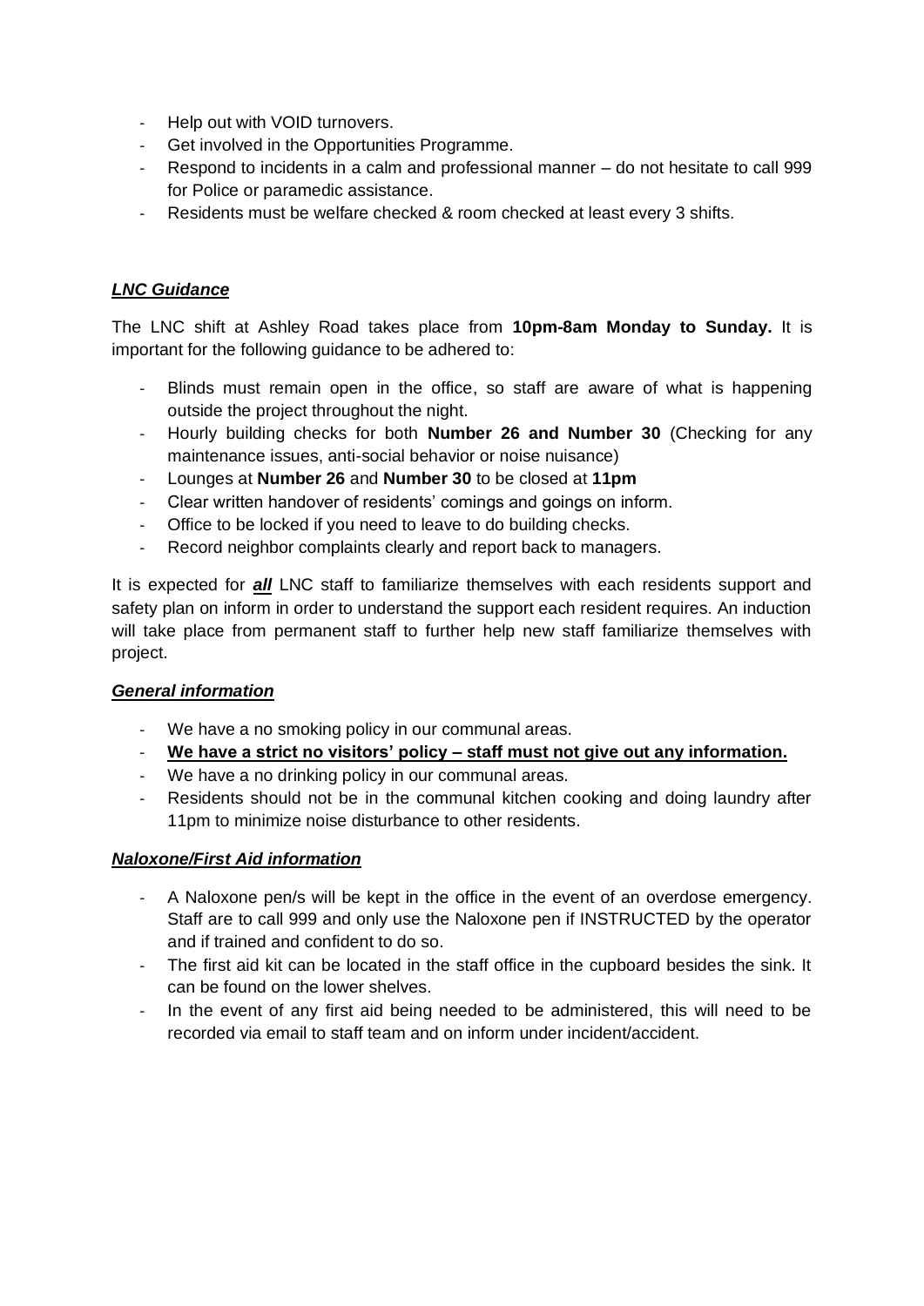- Help out with VOID turnovers.
- Get involved in the Opportunities Programme.
- Respond to incidents in a calm and professional manner – do not hesitate to call 999 for Police or paramedic assistance.
- Residents must be welfare checked & room checked at least every 3 shifts.

### ***LNC Guidance***

The LNC shift at Ashley Road takes place from **10pm-8am Monday to Sunday.** It is important for the following guidance to be adhered to:

- Blinds must remain open in the office, so staff are aware of what is happening outside the project throughout the night.
- Hourly building checks for both **Number 26 and Number 30** (Checking for any maintenance issues, anti-social behavior or noise nuisance)
- Lounges at **Number 26** and **Number 30** to be closed at **11pm**
- Clear written handover of residents' comings and goings on inform.
- Office to be locked if you need to leave to do building checks.
- Record neighbor complaints clearly and report back to managers.

It is expected for ***all*** LNC staff to familiarize themselves with each residents support and safety plan on inform in order to understand the support each resident requires. An induction will take place from permanent staff to further help new staff familiarize themselves with project.

### ***General information***

- We have a no smoking policy in our communal areas.
- **We have a strict no visitors' policy – staff must not give out any information.**
- We have a no drinking policy in our communal areas.
- Residents should not be in the communal kitchen cooking and doing laundry after 11pm to minimize noise disturbance to other residents.

### ***Naloxone/First Aid information***

- A Naloxone pen/s will be kept in the office in the event of an overdose emergency. Staff are to call 999 and only use the Naloxone pen if INSTRUCTED by the operator and if trained and confident to do so.
- The first aid kit can be located in the staff office in the cupboard besides the sink. It can be found on the lower shelves.
- In the event of any first aid being needed to be administered, this will need to be recorded via email to staff team and on inform under incident/accident.